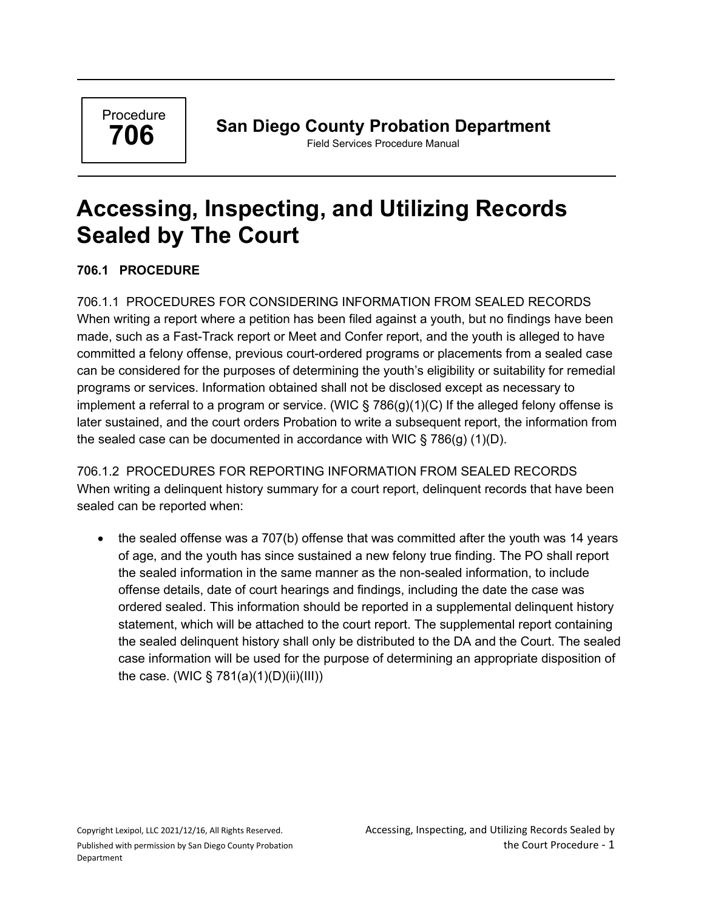Procedure **706**

**San Diego County Probation Department**
Field Services Procedure Manual

# Accessing, Inspecting, and Utilizing Records Sealed by The Court

## 706.1 PROCEDURE

### 706.1.1 PROCEDURES FOR CONSIDERING INFORMATION FROM SEALED RECORDS

When writing a report where a petition has been filed against a youth, but no findings have been made, such as a Fast-Track report or Meet and Confer report, and the youth is alleged to have committed a felony offense, previous court-ordered programs or placements from a sealed case can be considered for the purposes of determining the youth's eligibility or suitability for remedial programs or services. Information obtained shall not be disclosed except as necessary to implement a referral to a program or service. (WIC § 786(g)(1)(C) If the alleged felony offense is later sustained, and the court orders Probation to write a subsequent report, the information from the sealed case can be documented in accordance with WIC § 786(g) (1)(D).

### 706.1.2 PROCEDURES FOR REPORTING INFORMATION FROM SEALED RECORDS

When writing a delinquent history summary for a court report, delinquent records that have been sealed can be reported when:

- the sealed offense was a 707(b) offense that was committed after the youth was 14 years of age, and the youth has since sustained a new felony true finding. The PO shall report the sealed information in the same manner as the non-sealed information, to include offense details, date of court hearings and findings, including the date the case was ordered sealed. This information should be reported in a supplemental delinquent history statement, which will be attached to the court report. The supplemental report containing the sealed delinquent history shall only be distributed to the DA and the Court. The sealed case information will be used for the purpose of determining an appropriate disposition of the case. (WIC § 781(a)(1)(D)(ii)(III))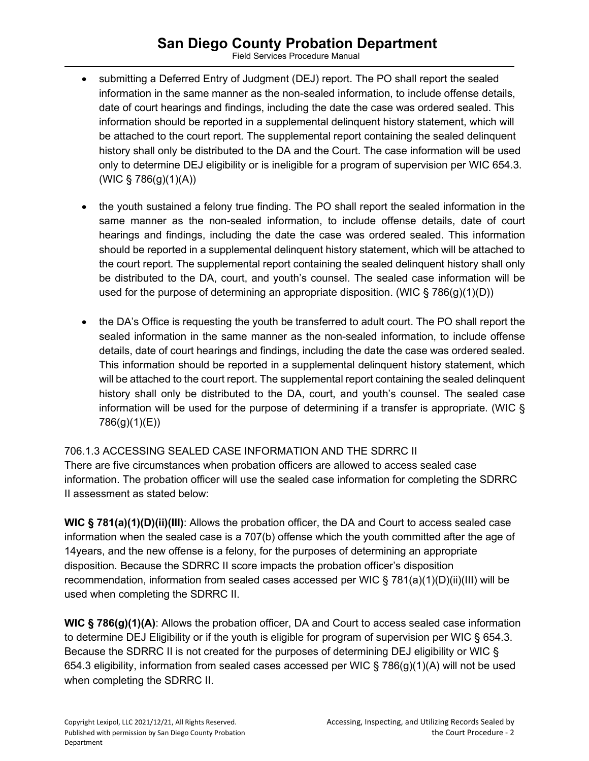- submitting a Deferred Entry of Judgment (DEJ) report. The PO shall report the sealed information in the same manner as the non-sealed information, to include offense details, date of court hearings and findings, including the date the case was ordered sealed. This information should be reported in a supplemental delinquent history statement, which will be attached to the court report. The supplemental report containing the sealed delinquent history shall only be distributed to the DA and the Court. The case information will be used only to determine DEJ eligibility or is ineligible for a program of supervision per WIC 654.3. (WIC § 786(g)(1)(A))

- the youth sustained a felony true finding. The PO shall report the sealed information in the same manner as the non-sealed information, to include offense details, date of court hearings and findings, including the date the case was ordered sealed. This information should be reported in a supplemental delinquent history statement, which will be attached to the court report. The supplemental report containing the sealed delinquent history shall only be distributed to the DA, court, and youth's counsel. The sealed case information will be used for the purpose of determining an appropriate disposition. (WIC § 786(g)(1)(D))

- the DA's Office is requesting the youth be transferred to adult court. The PO shall report the sealed information in the same manner as the non-sealed information, to include offense details, date of court hearings and findings, including the date the case was ordered sealed. This information should be reported in a supplemental delinquent history statement, which will be attached to the court report. The supplemental report containing the sealed delinquent history shall only be distributed to the DA, court, and youth's counsel. The sealed case information will be used for the purpose of determining if a transfer is appropriate. (WIC § 786(g)(1)(E))

### 706.1.3 ACCESSING SEALED CASE INFORMATION AND THE SDRRC II

There are five circumstances when probation officers are allowed to access sealed case information. The probation officer will use the sealed case information for completing the SDRRC II assessment as stated below:

**WIC § 781(a)(1)(D)(ii)(III)**: Allows the probation officer, the DA and Court to access sealed case information when the sealed case is a 707(b) offense which the youth committed after the age of 14years, and the new offense is a felony, for the purposes of determining an appropriate disposition. Because the SDRRC II score impacts the probation officer's disposition recommendation, information from sealed cases accessed per WIC § 781(a)(1)(D)(ii)(III) will be used when completing the SDRRC II.

**WIC § 786(g)(1)(A)**: Allows the probation officer, DA and Court to access sealed case information to determine DEJ Eligibility or if the youth is eligible for program of supervision per WIC § 654.3. Because the SDRRC II is not created for the purposes of determining DEJ eligibility or WIC § 654.3 eligibility, information from sealed cases accessed per WIC § 786(g)(1)(A) will not be used when completing the SDRRC II.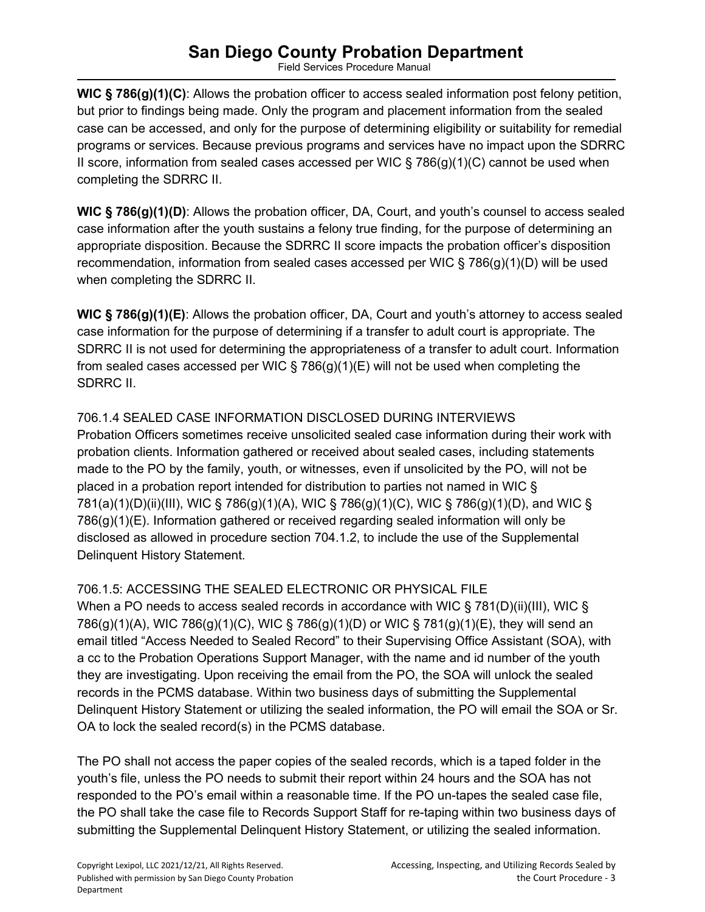**WIC § 786(g)(1)(C)**: Allows the probation officer to access sealed information post felony petition, but prior to findings being made. Only the program and placement information from the sealed case can be accessed, and only for the purpose of determining eligibility or suitability for remedial programs or services. Because previous programs and services have no impact upon the SDRRC II score, information from sealed cases accessed per WIC § 786(g)(1)(C) cannot be used when completing the SDRRC II.

**WIC § 786(g)(1)(D)**: Allows the probation officer, DA, Court, and youth's counsel to access sealed case information after the youth sustains a felony true finding, for the purpose of determining an appropriate disposition. Because the SDRRC II score impacts the probation officer's disposition recommendation, information from sealed cases accessed per WIC § 786(g)(1)(D) will be used when completing the SDRRC II.

**WIC § 786(g)(1)(E)**: Allows the probation officer, DA, Court and youth's attorney to access sealed case information for the purpose of determining if a transfer to adult court is appropriate. The SDRRC II is not used for determining the appropriateness of a transfer to adult court. Information from sealed cases accessed per WIC § 786(g)(1)(E) will not be used when completing the SDRRC II.

## 706.1.4 SEALED CASE INFORMATION DISCLOSED DURING INTERVIEWS

Probation Officers sometimes receive unsolicited sealed case information during their work with probation clients. Information gathered or received about sealed cases, including statements made to the PO by the family, youth, or witnesses, even if unsolicited by the PO, will not be placed in a probation report intended for distribution to parties not named in WIC § 781(a)(1)(D)(ii)(III), WIC § 786(g)(1)(A), WIC § 786(g)(1)(C), WIC § 786(g)(1)(D), and WIC § 786(g)(1)(E). Information gathered or received regarding sealed information will only be disclosed as allowed in procedure section 704.1.2, to include the use of the Supplemental Delinquent History Statement.

## 706.1.5: ACCESSING THE SEALED ELECTRONIC OR PHYSICAL FILE

When a PO needs to access sealed records in accordance with WIC § 781(D)(ii)(III), WIC § 786(g)(1)(A), WIC 786(g)(1)(C), WIC § 786(g)(1)(D) or WIC § 781(g)(1)(E), they will send an email titled "Access Needed to Sealed Record" to their Supervising Office Assistant (SOA), with a cc to the Probation Operations Support Manager, with the name and id number of the youth they are investigating. Upon receiving the email from the PO, the SOA will unlock the sealed records in the PCMS database. Within two business days of submitting the Supplemental Delinquent History Statement or utilizing the sealed information, the PO will email the SOA or Sr. OA to lock the sealed record(s) in the PCMS database.

The PO shall not access the paper copies of the sealed records, which is a taped folder in the youth's file, unless the PO needs to submit their report within 24 hours and the SOA has not responded to the PO's email within a reasonable time. If the PO un-tapes the sealed case file, the PO shall take the case file to Records Support Staff for re-taping within two business days of submitting the Supplemental Delinquent History Statement, or utilizing the sealed information.